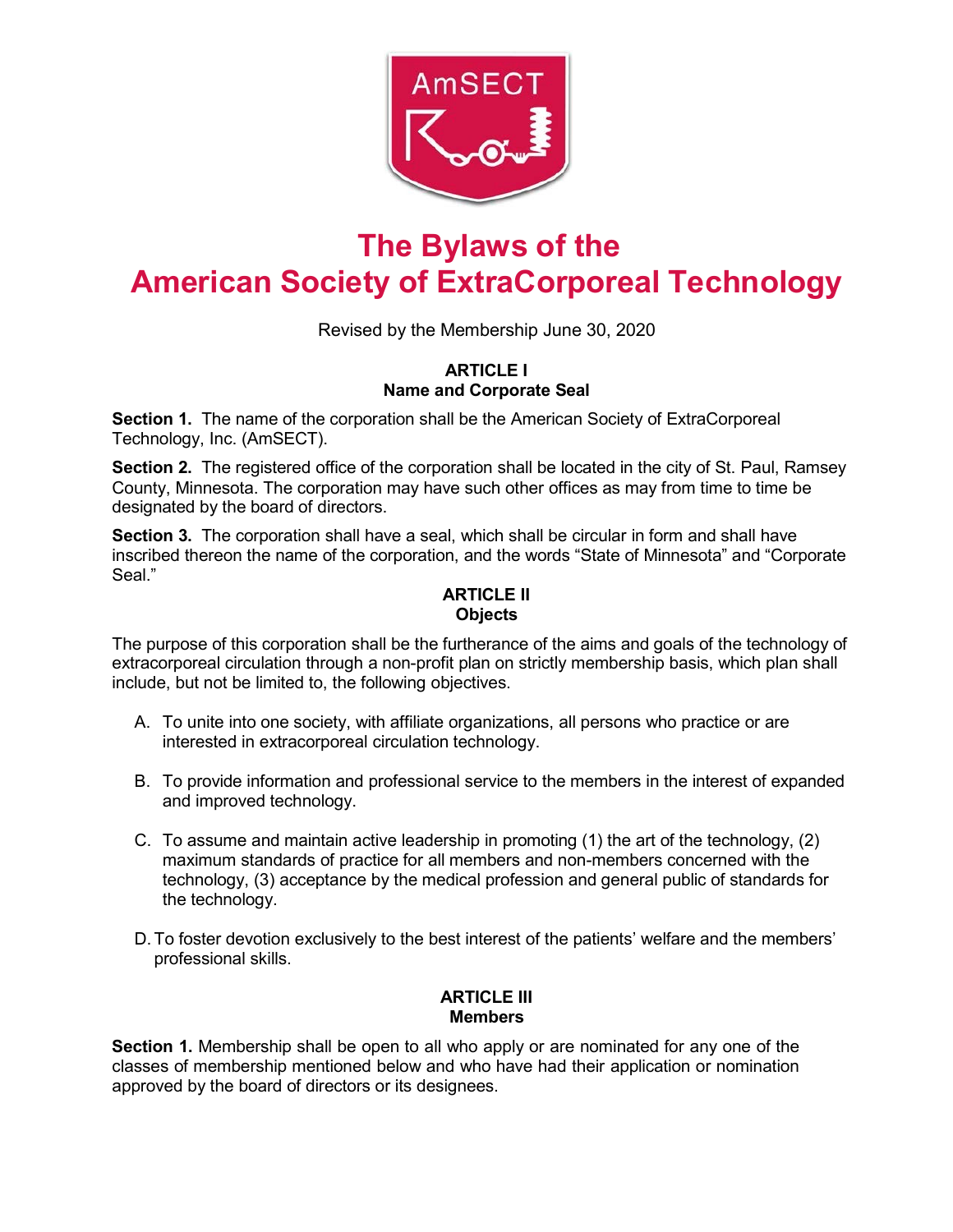# The Bylaws of the American Society of ExtraCorporeal Technology

Revised by the Membership June 30, 2020

## ARTICLE I
## Name and Corporate Seal

**Section 1.** The name of the corporation shall be the American Society of ExtraCorporeal Technology, Inc. (AmSECT).

**Section 2.** The registered office of the corporation shall be located in the city of St. Paul, Ramsey County, Minnesota. The corporation may have such other offices as may from time to time be designated by the board of directors.

**Section 3.** The corporation shall have a seal, which shall be circular in form and shall have inscribed thereon the name of the corporation, and the words "State of Minnesota" and "Corporate Seal."

## ARTICLE II
## Objects

The purpose of this corporation shall be the furtherance of the aims and goals of the technology of extracorporeal circulation through a non-profit plan on strictly membership basis, which plan shall include, but not be limited to, the following objectives.

A. To unite into one society, with affiliate organizations, all persons who practice or are interested in extracorporeal circulation technology.

B. To provide information and professional service to the members in the interest of expanded and improved technology.

C. To assume and maintain active leadership in promoting (1) the art of the technology, (2) maximum standards of practice for all members and non-members concerned with the technology, (3) acceptance by the medical profession and general public of standards for the technology.

D. To foster devotion exclusively to the best interest of the patients' welfare and the members' professional skills.

## ARTICLE III
## Members

**Section 1.** Membership shall be open to all who apply or are nominated for any one of the classes of membership mentioned below and who have had their application or nomination approved by the board of directors or its designees.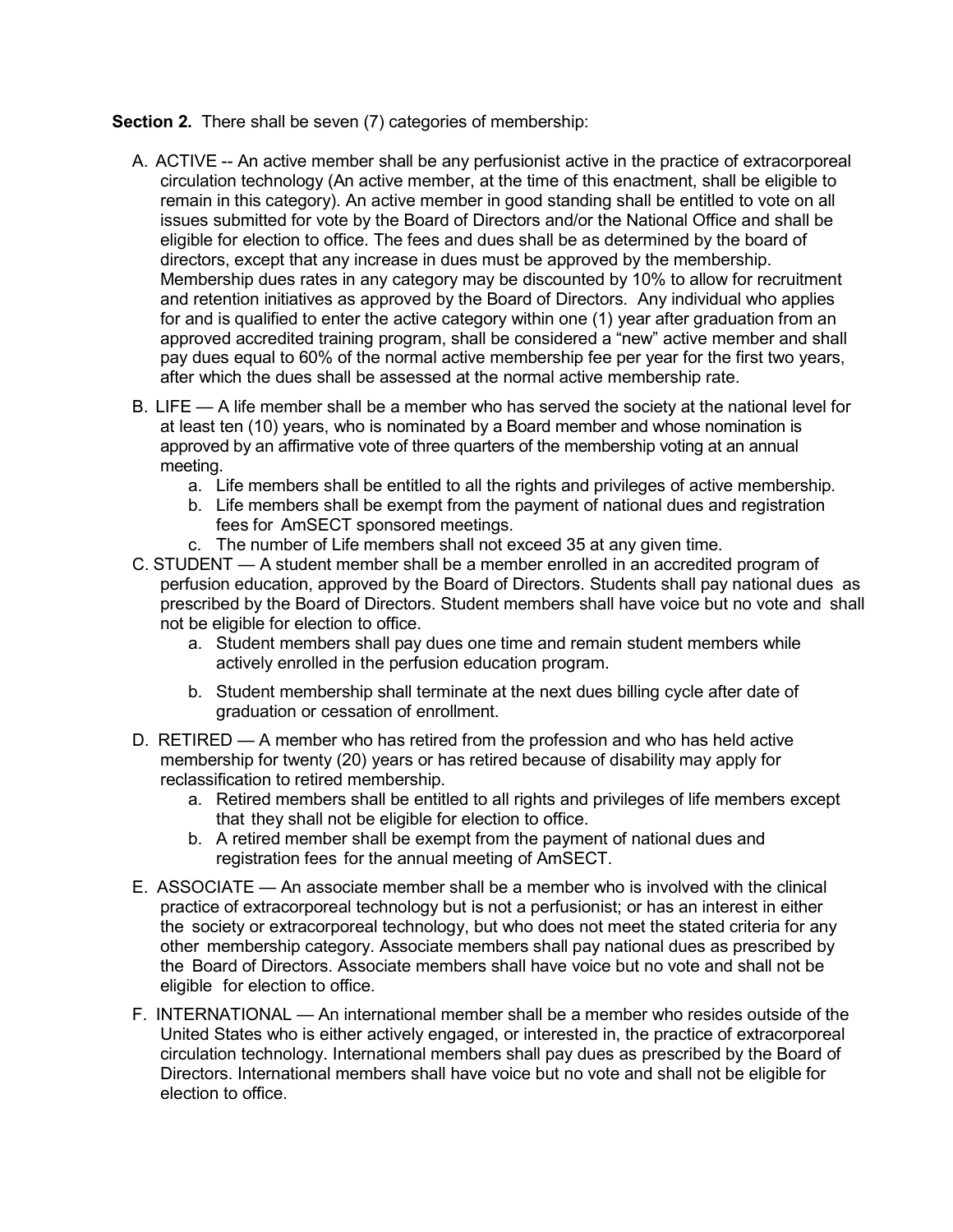**Section 2.** There shall be seven (7) categories of membership:

A. ACTIVE -- An active member shall be any perfusionist active in the practice of extracorporeal circulation technology (An active member, at the time of this enactment, shall be eligible to remain in this category). An active member in good standing shall be entitled to vote on all issues submitted for vote by the Board of Directors and/or the National Office and shall be eligible for election to office. The fees and dues shall be as determined by the board of directors, except that any increase in dues must be approved by the membership. Membership dues rates in any category may be discounted by 10% to allow for recruitment and retention initiatives as approved by the Board of Directors. Any individual who applies for and is qualified to enter the active category within one (1) year after graduation from an approved accredited training program, shall be considered a "new" active member and shall pay dues equal to 60% of the normal active membership fee per year for the first two years, after which the dues shall be assessed at the normal active membership rate.

B. LIFE — A life member shall be a member who has served the society at the national level for at least ten (10) years, who is nominated by a Board member and whose nomination is approved by an affirmative vote of three quarters of the membership voting at an annual meeting.
   a. Life members shall be entitled to all the rights and privileges of active membership.
   b. Life members shall be exempt from the payment of national dues and registration fees for AmSECT sponsored meetings.
   c. The number of Life members shall not exceed 35 at any given time.

C. STUDENT — A student member shall be a member enrolled in an accredited program of perfusion education, approved by the Board of Directors. Students shall pay national dues as prescribed by the Board of Directors. Student members shall have voice but no vote and shall not be eligible for election to office.
   a. Student members shall pay dues one time and remain student members while actively enrolled in the perfusion education program.
   b. Student membership shall terminate at the next dues billing cycle after date of graduation or cessation of enrollment.

D. RETIRED — A member who has retired from the profession and who has held active membership for twenty (20) years or has retired because of disability may apply for reclassification to retired membership.
   a. Retired members shall be entitled to all rights and privileges of life members except that they shall not be eligible for election to office.
   b. A retired member shall be exempt from the payment of national dues and registration fees for the annual meeting of AmSECT.

E. ASSOCIATE — An associate member shall be a member who is involved with the clinical practice of extracorporeal technology but is not a perfusionist; or has an interest in either the society or extracorporeal technology, but who does not meet the stated criteria for any other membership category. Associate members shall pay national dues as prescribed by the Board of Directors. Associate members shall have voice but no vote and shall not be eligible for election to office.

F. INTERNATIONAL — An international member shall be a member who resides outside of the United States who is either actively engaged, or interested in, the practice of extracorporeal circulation technology. International members shall pay dues as prescribed by the Board of Directors. International members shall have voice but no vote and shall not be eligible for election to office.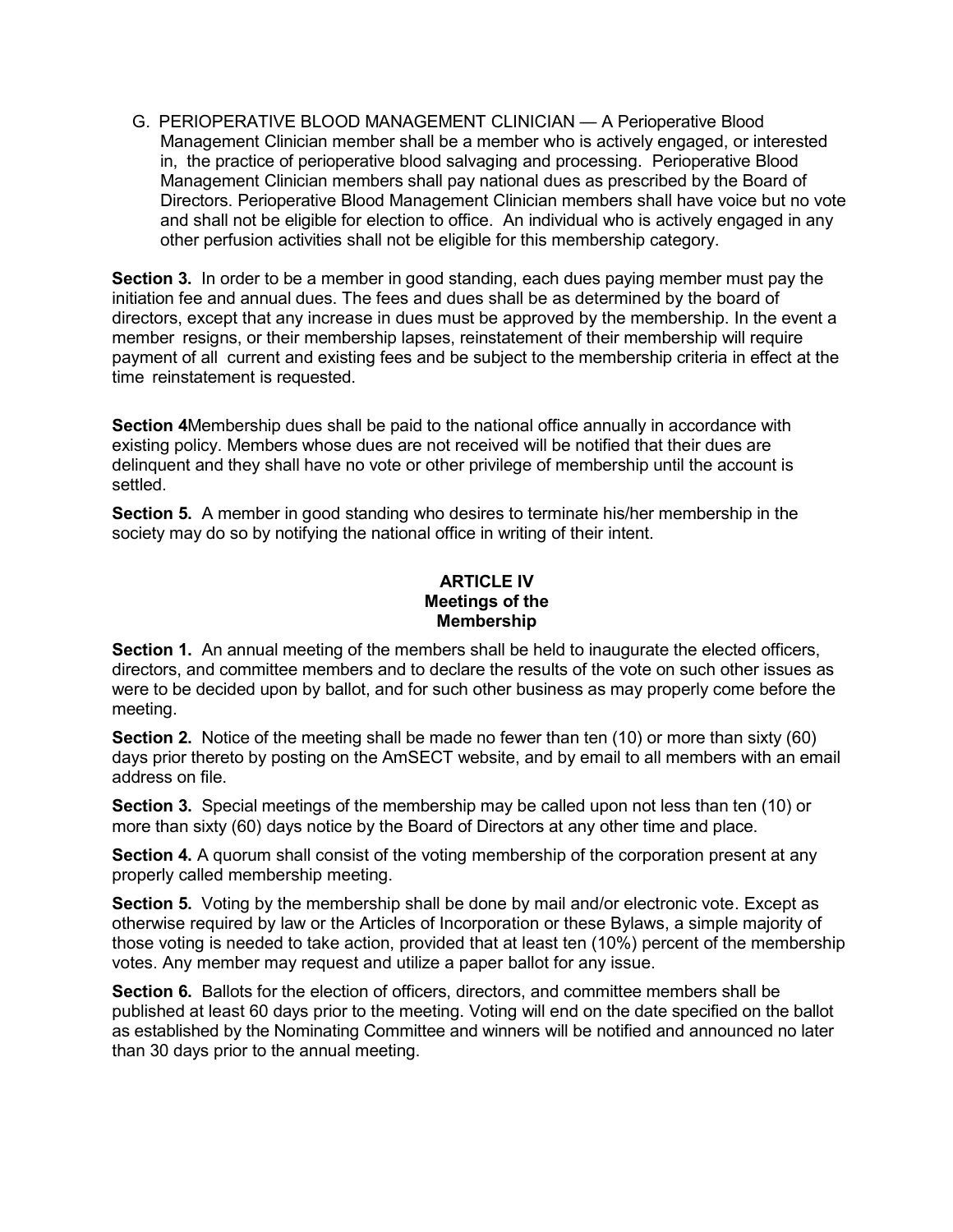G. PERIOPERATIVE BLOOD MANAGEMENT CLINICIAN — A Perioperative Blood Management Clinician member shall be a member who is actively engaged, or interested in, the practice of perioperative blood salvaging and processing. Perioperative Blood Management Clinician members shall pay national dues as prescribed by the Board of Directors. Perioperative Blood Management Clinician members shall have voice but no vote and shall not be eligible for election to office. An individual who is actively engaged in any other perfusion activities shall not be eligible for this membership category.

**Section 3.** In order to be a member in good standing, each dues paying member must pay the initiation fee and annual dues. The fees and dues shall be as determined by the board of directors, except that any increase in dues must be approved by the membership. In the event a member resigns, or their membership lapses, reinstatement of their membership will require payment of all current and existing fees and be subject to the membership criteria in effect at the time reinstatement is requested.

**Section 4**Membership dues shall be paid to the national office annually in accordance with existing policy. Members whose dues are not received will be notified that their dues are delinquent and they shall have no vote or other privilege of membership until the account is settled.

**Section 5.** A member in good standing who desires to terminate his/her membership in the society may do so by notifying the national office in writing of their intent.

## ARTICLE IV
## Meetings of the Membership

**Section 1.** An annual meeting of the members shall be held to inaugurate the elected officers, directors, and committee members and to declare the results of the vote on such other issues as were to be decided upon by ballot, and for such other business as may properly come before the meeting.

**Section 2.** Notice of the meeting shall be made no fewer than ten (10) or more than sixty (60) days prior thereto by posting on the AmSECT website, and by email to all members with an email address on file.

**Section 3.** Special meetings of the membership may be called upon not less than ten (10) or more than sixty (60) days notice by the Board of Directors at any other time and place.

**Section 4.** A quorum shall consist of the voting membership of the corporation present at any properly called membership meeting.

**Section 5.** Voting by the membership shall be done by mail and/or electronic vote. Except as otherwise required by law or the Articles of Incorporation or these Bylaws, a simple majority of those voting is needed to take action, provided that at least ten (10%) percent of the membership votes. Any member may request and utilize a paper ballot for any issue.

**Section 6.** Ballots for the election of officers, directors, and committee members shall be published at least 60 days prior to the meeting. Voting will end on the date specified on the ballot as established by the Nominating Committee and winners will be notified and announced no later than 30 days prior to the annual meeting.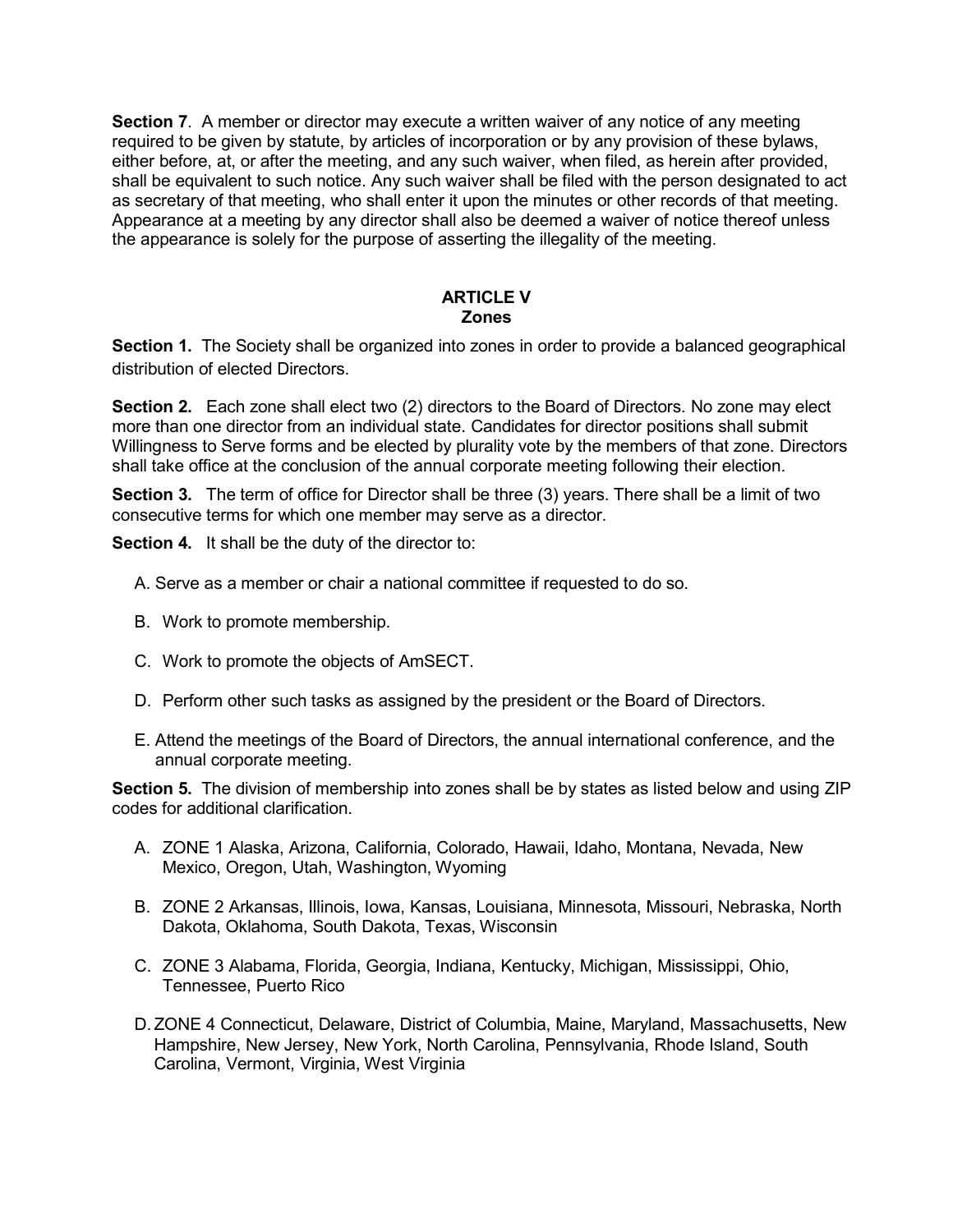**Section 7**. A member or director may execute a written waiver of any notice of any meeting required to be given by statute, by articles of incorporation or by any provision of these bylaws, either before, at, or after the meeting, and any such waiver, when filed, as herein after provided, shall be equivalent to such notice. Any such waiver shall be filed with the person designated to act as secretary of that meeting, who shall enter it upon the minutes or other records of that meeting. Appearance at a meeting by any director shall also be deemed a waiver of notice thereof unless the appearance is solely for the purpose of asserting the illegality of the meeting.

## ARTICLE V
## Zones

**Section 1.** The Society shall be organized into zones in order to provide a balanced geographical distribution of elected Directors.

**Section 2.** Each zone shall elect two (2) directors to the Board of Directors. No zone may elect more than one director from an individual state. Candidates for director positions shall submit Willingness to Serve forms and be elected by plurality vote by the members of that zone. Directors shall take office at the conclusion of the annual corporate meeting following their election.

**Section 3.** The term of office for Director shall be three (3) years. There shall be a limit of two consecutive terms for which one member may serve as a director.

**Section 4.** It shall be the duty of the director to:

A. Serve as a member or chair a national committee if requested to do so.

B. Work to promote membership.

C. Work to promote the objects of AmSECT.

D. Perform other such tasks as assigned by the president or the Board of Directors.

E. Attend the meetings of the Board of Directors, the annual international conference, and the annual corporate meeting.

**Section 5.** The division of membership into zones shall be by states as listed below and using ZIP codes for additional clarification.

A. ZONE 1 Alaska, Arizona, California, Colorado, Hawaii, Idaho, Montana, Nevada, New Mexico, Oregon, Utah, Washington, Wyoming

B. ZONE 2 Arkansas, Illinois, Iowa, Kansas, Louisiana, Minnesota, Missouri, Nebraska, North Dakota, Oklahoma, South Dakota, Texas, Wisconsin

C. ZONE 3 Alabama, Florida, Georgia, Indiana, Kentucky, Michigan, Mississippi, Ohio, Tennessee, Puerto Rico

D. ZONE 4 Connecticut, Delaware, District of Columbia, Maine, Maryland, Massachusetts, New Hampshire, New Jersey, New York, North Carolina, Pennsylvania, Rhode Island, South Carolina, Vermont, Virginia, West Virginia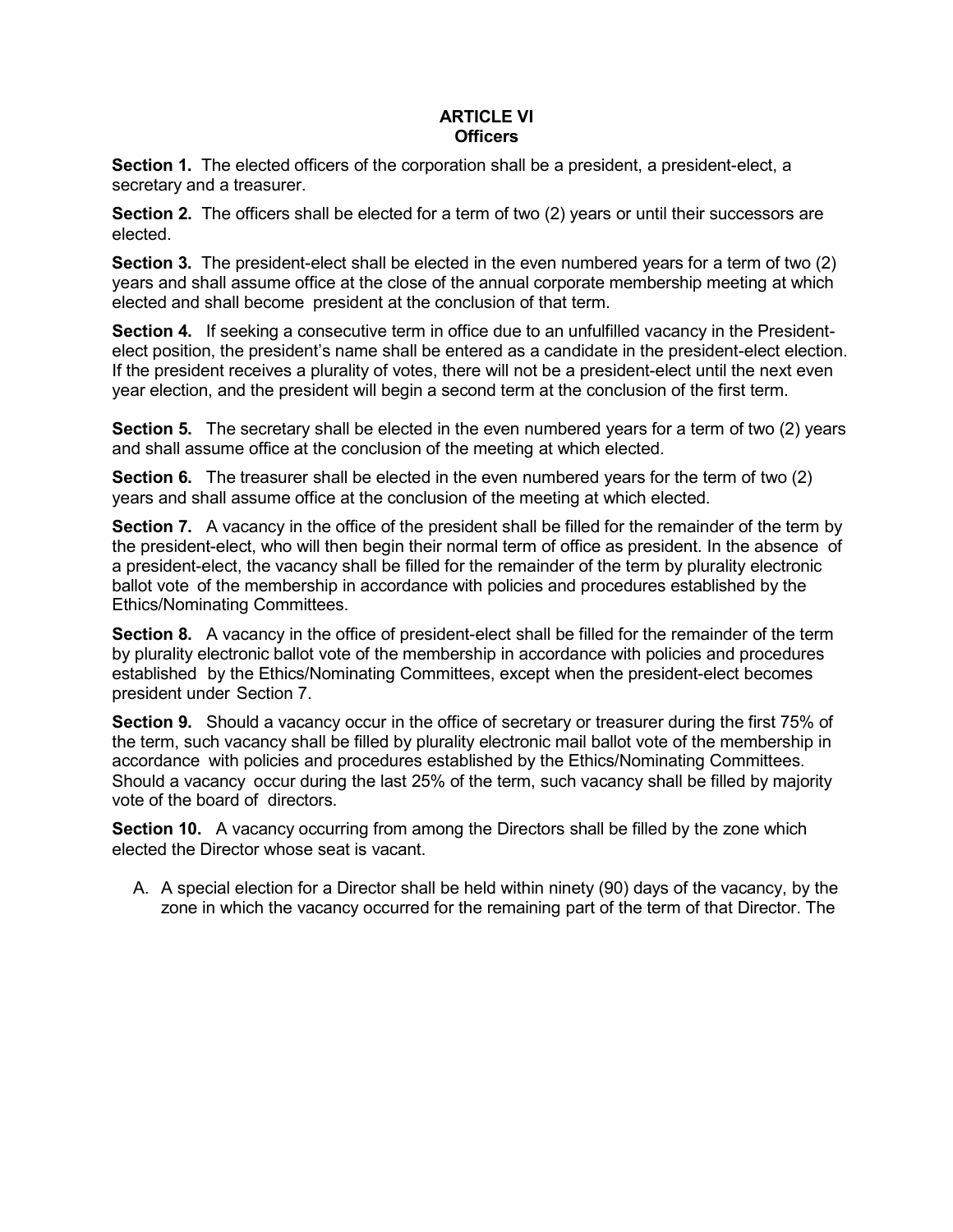# ARTICLE VI
## Officers

**Section 1.** The elected officers of the corporation shall be a president, a president-elect, a secretary and a treasurer.

**Section 2.** The officers shall be elected for a term of two (2) years or until their successors are elected.

**Section 3.** The president-elect shall be elected in the even numbered years for a term of two (2) years and shall assume office at the close of the annual corporate membership meeting at which elected and shall become president at the conclusion of that term.

**Section 4.** If seeking a consecutive term in office due to an unfulfilled vacancy in the President-elect position, the president's name shall be entered as a candidate in the president-elect election. If the president receives a plurality of votes, there will not be a president-elect until the next even year election, and the president will begin a second term at the conclusion of the first term.

**Section 5.** The secretary shall be elected in the even numbered years for a term of two (2) years and shall assume office at the conclusion of the meeting at which elected.

**Section 6.** The treasurer shall be elected in the even numbered years for the term of two (2) years and shall assume office at the conclusion of the meeting at which elected.

**Section 7.** A vacancy in the office of the president shall be filled for the remainder of the term by the president-elect, who will then begin their normal term of office as president. In the absence of a president-elect, the vacancy shall be filled for the remainder of the term by plurality electronic ballot vote of the membership in accordance with policies and procedures established by the Ethics/Nominating Committees.

**Section 8.** A vacancy in the office of president-elect shall be filled for the remainder of the term by plurality electronic ballot vote of the membership in accordance with policies and procedures established by the Ethics/Nominating Committees, except when the president-elect becomes president under Section 7.

**Section 9.** Should a vacancy occur in the office of secretary or treasurer during the first 75% of the term, such vacancy shall be filled by plurality electronic mail ballot vote of the membership in accordance with policies and procedures established by the Ethics/Nominating Committees. Should a vacancy occur during the last 25% of the term, such vacancy shall be filled by majority vote of the board of directors.

**Section 10.** A vacancy occurring from among the Directors shall be filled by the zone which elected the Director whose seat is vacant.

A. A special election for a Director shall be held within ninety (90) days of the vacancy, by the zone in which the vacancy occurred for the remaining part of the term of that Director. The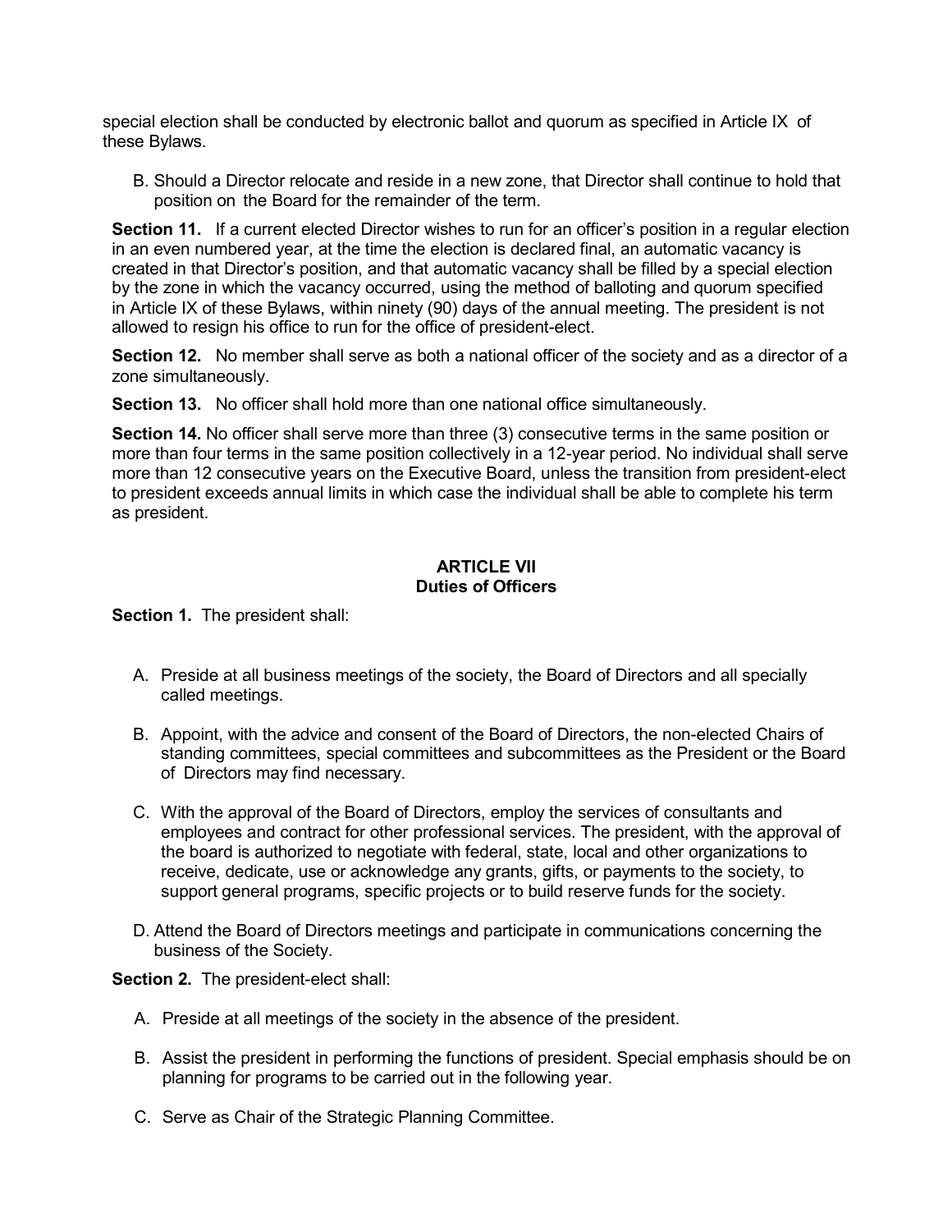special election shall be conducted by electronic ballot and quorum as specified in Article IX of these Bylaws.

B. Should a Director relocate and reside in a new zone, that Director shall continue to hold that position on the Board for the remainder of the term.

**Section 11.** If a current elected Director wishes to run for an officer's position in a regular election in an even numbered year, at the time the election is declared final, an automatic vacancy is created in that Director's position, and that automatic vacancy shall be filled by a special election by the zone in which the vacancy occurred, using the method of balloting and quorum specified in Article IX of these Bylaws, within ninety (90) days of the annual meeting. The president is not allowed to resign his office to run for the office of president-elect.

**Section 12.** No member shall serve as both a national officer of the society and as a director of a zone simultaneously.

**Section 13.** No officer shall hold more than one national office simultaneously.

**Section 14.** No officer shall serve more than three (3) consecutive terms in the same position or more than four terms in the same position collectively in a 12-year period. No individual shall serve more than 12 consecutive years on the Executive Board, unless the transition from president-elect to president exceeds annual limits in which case the individual shall be able to complete his term as president.

## ARTICLE VII
## Duties of Officers

**Section 1.** The president shall:

A. Preside at all business meetings of the society, the Board of Directors and all specially called meetings.

B. Appoint, with the advice and consent of the Board of Directors, the non-elected Chairs of standing committees, special committees and subcommittees as the President or the Board of Directors may find necessary.

C. With the approval of the Board of Directors, employ the services of consultants and employees and contract for other professional services. The president, with the approval of the board is authorized to negotiate with federal, state, local and other organizations to receive, dedicate, use or acknowledge any grants, gifts, or payments to the society, to support general programs, specific projects or to build reserve funds for the society.

D. Attend the Board of Directors meetings and participate in communications concerning the business of the Society.

**Section 2.** The president-elect shall:

A. Preside at all meetings of the society in the absence of the president.

B. Assist the president in performing the functions of president. Special emphasis should be on planning for programs to be carried out in the following year.

C. Serve as Chair of the Strategic Planning Committee.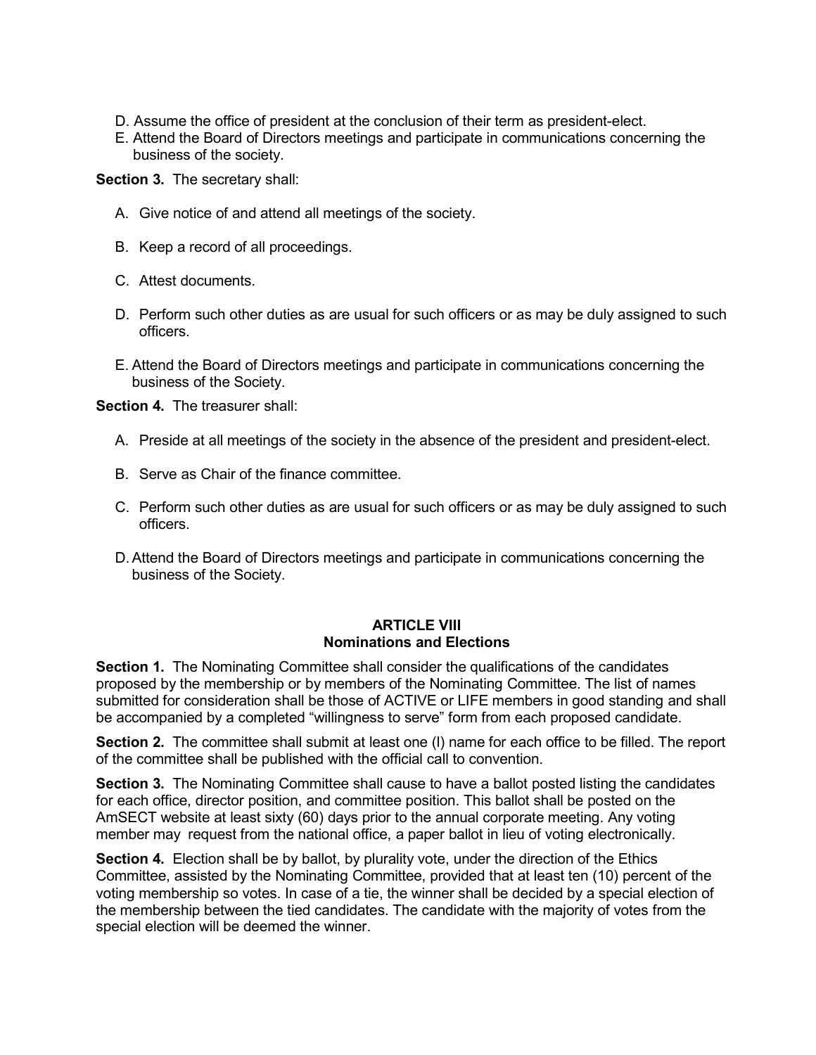D. Assume the office of president at the conclusion of their term as president-elect.
E. Attend the Board of Directors meetings and participate in communications concerning the business of the society.

**Section 3.** The secretary shall:

A. Give notice of and attend all meetings of the society.

B. Keep a record of all proceedings.

C. Attest documents.

D. Perform such other duties as are usual for such officers or as may be duly assigned to such officers.

E. Attend the Board of Directors meetings and participate in communications concerning the business of the Society.

**Section 4.** The treasurer shall:

A. Preside at all meetings of the society in the absence of the president and president-elect.

B. Serve as Chair of the finance committee.

C. Perform such other duties as are usual for such officers or as may be duly assigned to such officers.

D. Attend the Board of Directors meetings and participate in communications concerning the business of the Society.

## ARTICLE VIII
## Nominations and Elections

**Section 1.** The Nominating Committee shall consider the qualifications of the candidates proposed by the membership or by members of the Nominating Committee. The list of names submitted for consideration shall be those of ACTIVE or LIFE members in good standing and shall be accompanied by a completed "willingness to serve" form from each proposed candidate.

**Section 2.** The committee shall submit at least one (l) name for each office to be filled. The report of the committee shall be published with the official call to convention.

**Section 3.** The Nominating Committee shall cause to have a ballot posted listing the candidates for each office, director position, and committee position. This ballot shall be posted on the AmSECT website at least sixty (60) days prior to the annual corporate meeting. Any voting member may request from the national office, a paper ballot in lieu of voting electronically.

**Section 4.** Election shall be by ballot, by plurality vote, under the direction of the Ethics Committee, assisted by the Nominating Committee, provided that at least ten (10) percent of the voting membership so votes. In case of a tie, the winner shall be decided by a special election of the membership between the tied candidates. The candidate with the majority of votes from the special election will be deemed the winner.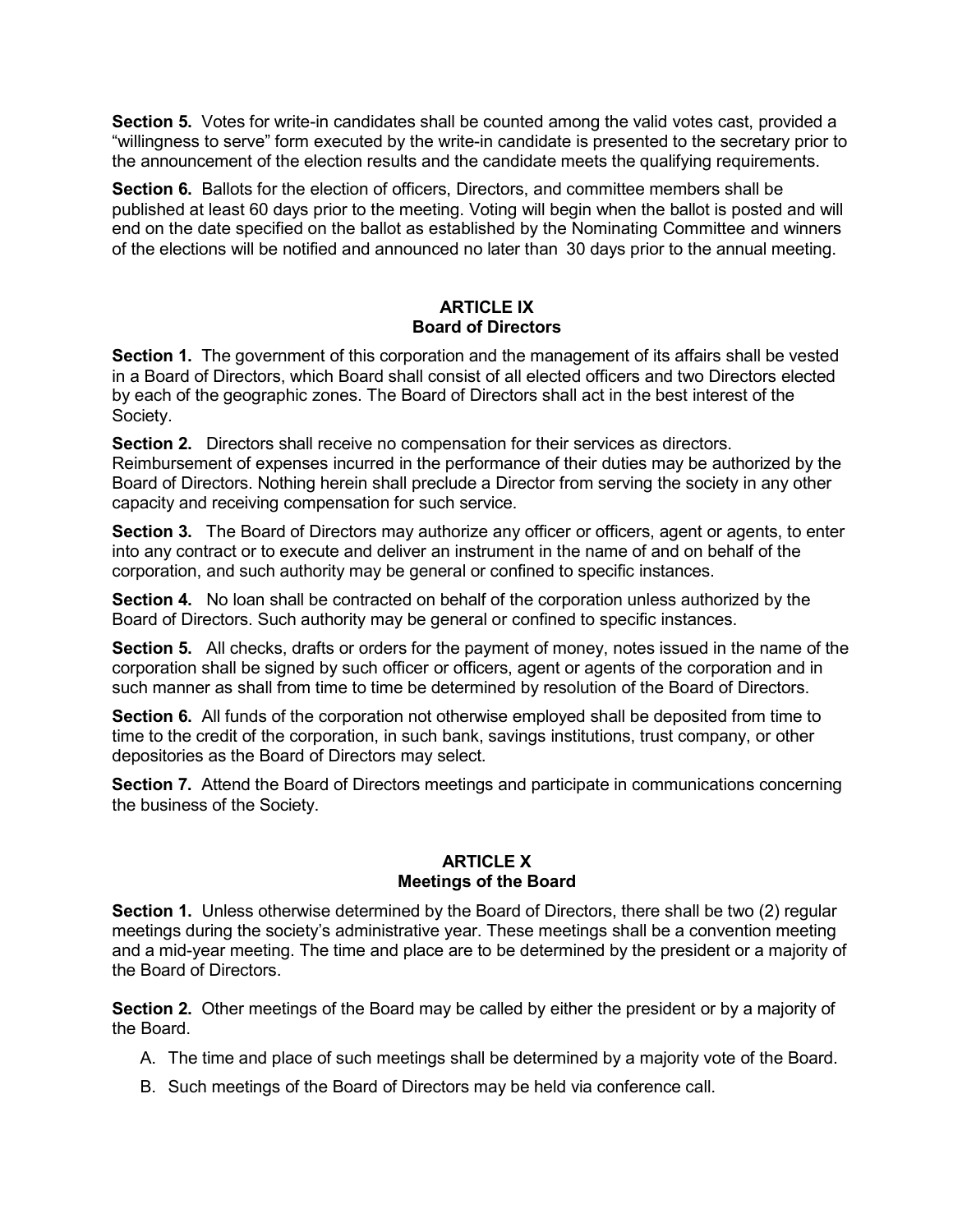**Section 5.** Votes for write-in candidates shall be counted among the valid votes cast, provided a "willingness to serve" form executed by the write-in candidate is presented to the secretary prior to the announcement of the election results and the candidate meets the qualifying requirements.

**Section 6.** Ballots for the election of officers, Directors, and committee members shall be published at least 60 days prior to the meeting. Voting will begin when the ballot is posted and will end on the date specified on the ballot as established by the Nominating Committee and winners of the elections will be notified and announced no later than 30 days prior to the annual meeting.

## ARTICLE IX
## Board of Directors

**Section 1.** The government of this corporation and the management of its affairs shall be vested in a Board of Directors, which Board shall consist of all elected officers and two Directors elected by each of the geographic zones. The Board of Directors shall act in the best interest of the Society.

**Section 2.** Directors shall receive no compensation for their services as directors. Reimbursement of expenses incurred in the performance of their duties may be authorized by the Board of Directors. Nothing herein shall preclude a Director from serving the society in any other capacity and receiving compensation for such service.

**Section 3.** The Board of Directors may authorize any officer or officers, agent or agents, to enter into any contract or to execute and deliver an instrument in the name of and on behalf of the corporation, and such authority may be general or confined to specific instances.

**Section 4.** No loan shall be contracted on behalf of the corporation unless authorized by the Board of Directors. Such authority may be general or confined to specific instances.

**Section 5.** All checks, drafts or orders for the payment of money, notes issued in the name of the corporation shall be signed by such officer or officers, agent or agents of the corporation and in such manner as shall from time to time be determined by resolution of the Board of Directors.

**Section 6.** All funds of the corporation not otherwise employed shall be deposited from time to time to the credit of the corporation, in such bank, savings institutions, trust company, or other depositories as the Board of Directors may select.

**Section 7.** Attend the Board of Directors meetings and participate in communications concerning the business of the Society.

## ARTICLE X
## Meetings of the Board

**Section 1.** Unless otherwise determined by the Board of Directors, there shall be two (2) regular meetings during the society's administrative year. These meetings shall be a convention meeting and a mid-year meeting. The time and place are to be determined by the president or a majority of the Board of Directors.

**Section 2.** Other meetings of the Board may be called by either the president or by a majority of the Board.

A. The time and place of such meetings shall be determined by a majority vote of the Board.

B. Such meetings of the Board of Directors may be held via conference call.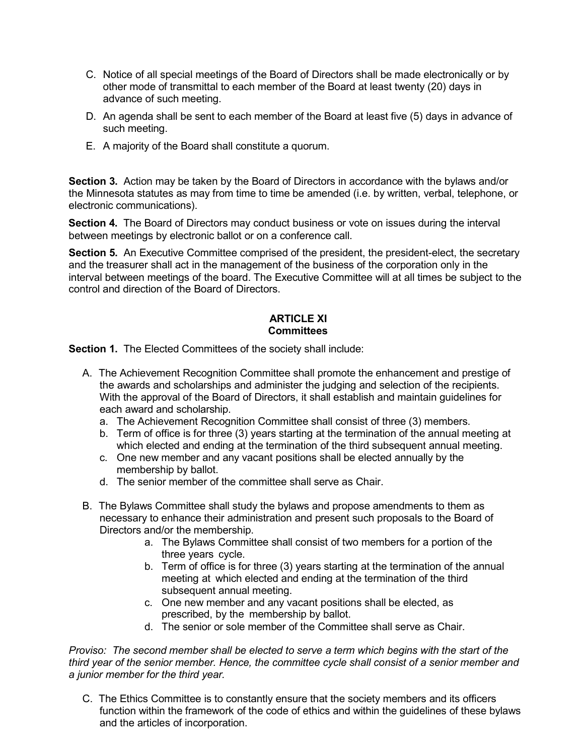C. Notice of all special meetings of the Board of Directors shall be made electronically or by other mode of transmittal to each member of the Board at least twenty (20) days in advance of such meeting.

D. An agenda shall be sent to each member of the Board at least five (5) days in advance of such meeting.

E. A majority of the Board shall constitute a quorum.

**Section 3.** Action may be taken by the Board of Directors in accordance with the bylaws and/or the Minnesota statutes as may from time to time be amended (i.e. by written, verbal, telephone, or electronic communications).

**Section 4.** The Board of Directors may conduct business or vote on issues during the interval between meetings by electronic ballot or on a conference call.

**Section 5.** An Executive Committee comprised of the president, the president-elect, the secretary and the treasurer shall act in the management of the business of the corporation only in the interval between meetings of the board. The Executive Committee will at all times be subject to the control and direction of the Board of Directors.

## ARTICLE XI
## Committees

**Section 1.** The Elected Committees of the society shall include:

A. The Achievement Recognition Committee shall promote the enhancement and prestige of the awards and scholarships and administer the judging and selection of the recipients. With the approval of the Board of Directors, it shall establish and maintain guidelines for each award and scholarship.
   a. The Achievement Recognition Committee shall consist of three (3) members.
   b. Term of office is for three (3) years starting at the termination of the annual meeting at which elected and ending at the termination of the third subsequent annual meeting.
   c. One new member and any vacant positions shall be elected annually by the membership by ballot.
   d. The senior member of the committee shall serve as Chair.

B. The Bylaws Committee shall study the bylaws and propose amendments to them as necessary to enhance their administration and present such proposals to the Board of Directors and/or the membership.
   a. The Bylaws Committee shall consist of two members for a portion of the three years cycle.
   b. Term of office is for three (3) years starting at the termination of the annual meeting at which elected and ending at the termination of the third subsequent annual meeting.
   c. One new member and any vacant positions shall be elected, as prescribed, by the membership by ballot.
   d. The senior or sole member of the Committee shall serve as Chair.

*Proviso: The second member shall be elected to serve a term which begins with the start of the third year of the senior member. Hence, the committee cycle shall consist of a senior member and a junior member for the third year.*

C. The Ethics Committee is to constantly ensure that the society members and its officers function within the framework of the code of ethics and within the guidelines of these bylaws and the articles of incorporation.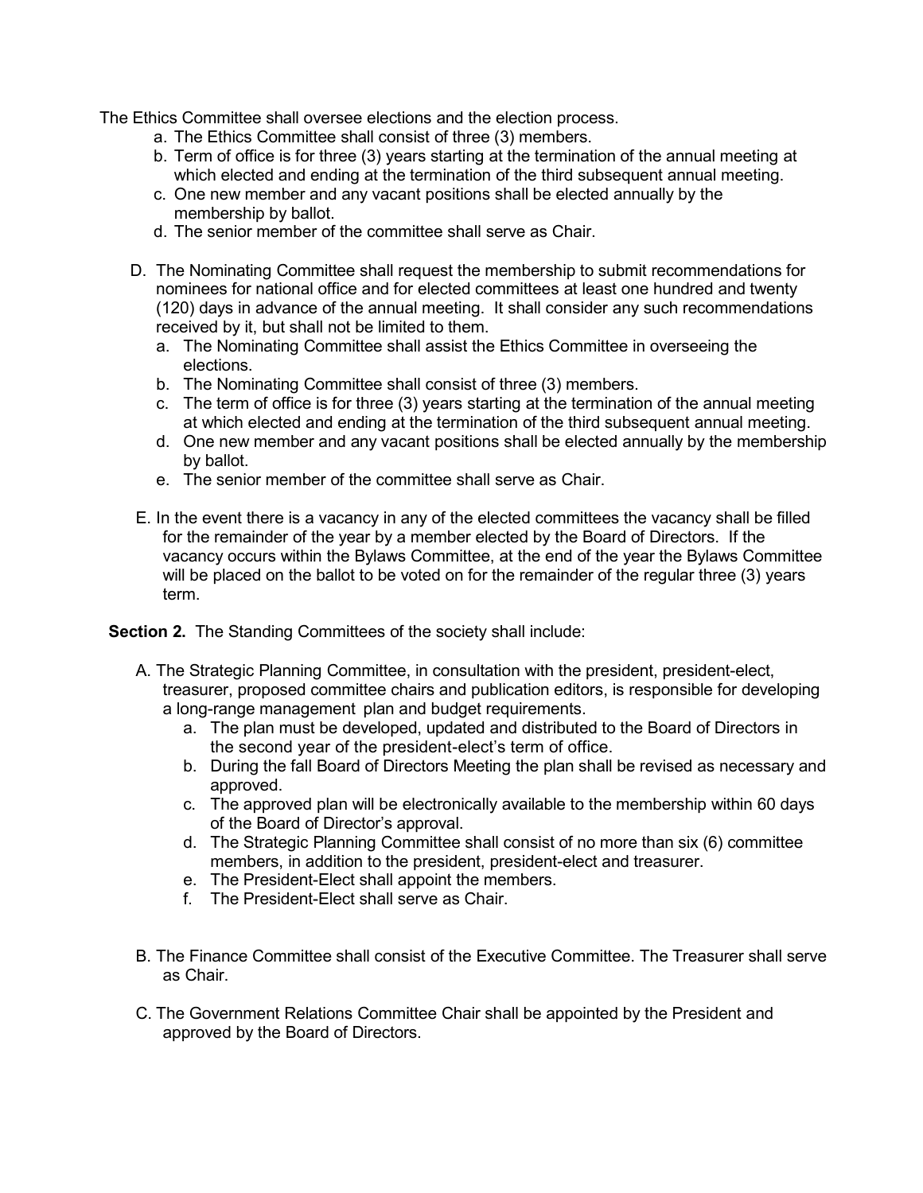The Ethics Committee shall oversee elections and the election process.

a. The Ethics Committee shall consist of three (3) members.
b. Term of office is for three (3) years starting at the termination of the annual meeting at which elected and ending at the termination of the third subsequent annual meeting.
c. One new member and any vacant positions shall be elected annually by the membership by ballot.
d. The senior member of the committee shall serve as Chair.

D. The Nominating Committee shall request the membership to submit recommendations for nominees for national office and for elected committees at least one hundred and twenty (120) days in advance of the annual meeting. It shall consider any such recommendations received by it, but shall not be limited to them.

a. The Nominating Committee shall assist the Ethics Committee in overseeing the elections.
b. The Nominating Committee shall consist of three (3) members.
c. The term of office is for three (3) years starting at the termination of the annual meeting at which elected and ending at the termination of the third subsequent annual meeting.
d. One new member and any vacant positions shall be elected annually by the membership by ballot.
e. The senior member of the committee shall serve as Chair.

E. In the event there is a vacancy in any of the elected committees the vacancy shall be filled for the remainder of the year by a member elected by the Board of Directors. If the vacancy occurs within the Bylaws Committee, at the end of the year the Bylaws Committee will be placed on the ballot to be voted on for the remainder of the regular three (3) years term.

**Section 2.** The Standing Committees of the society shall include:

A. The Strategic Planning Committee, in consultation with the president, president-elect, treasurer, proposed committee chairs and publication editors, is responsible for developing a long-range management plan and budget requirements.

a. The plan must be developed, updated and distributed to the Board of Directors in the second year of the president-elect's term of office.
b. During the fall Board of Directors Meeting the plan shall be revised as necessary and approved.
c. The approved plan will be electronically available to the membership within 60 days of the Board of Director's approval.
d. The Strategic Planning Committee shall consist of no more than six (6) committee members, in addition to the president, president-elect and treasurer.
e. The President-Elect shall appoint the members.
f. The President-Elect shall serve as Chair.

B. The Finance Committee shall consist of the Executive Committee. The Treasurer shall serve as Chair.

C. The Government Relations Committee Chair shall be appointed by the President and approved by the Board of Directors.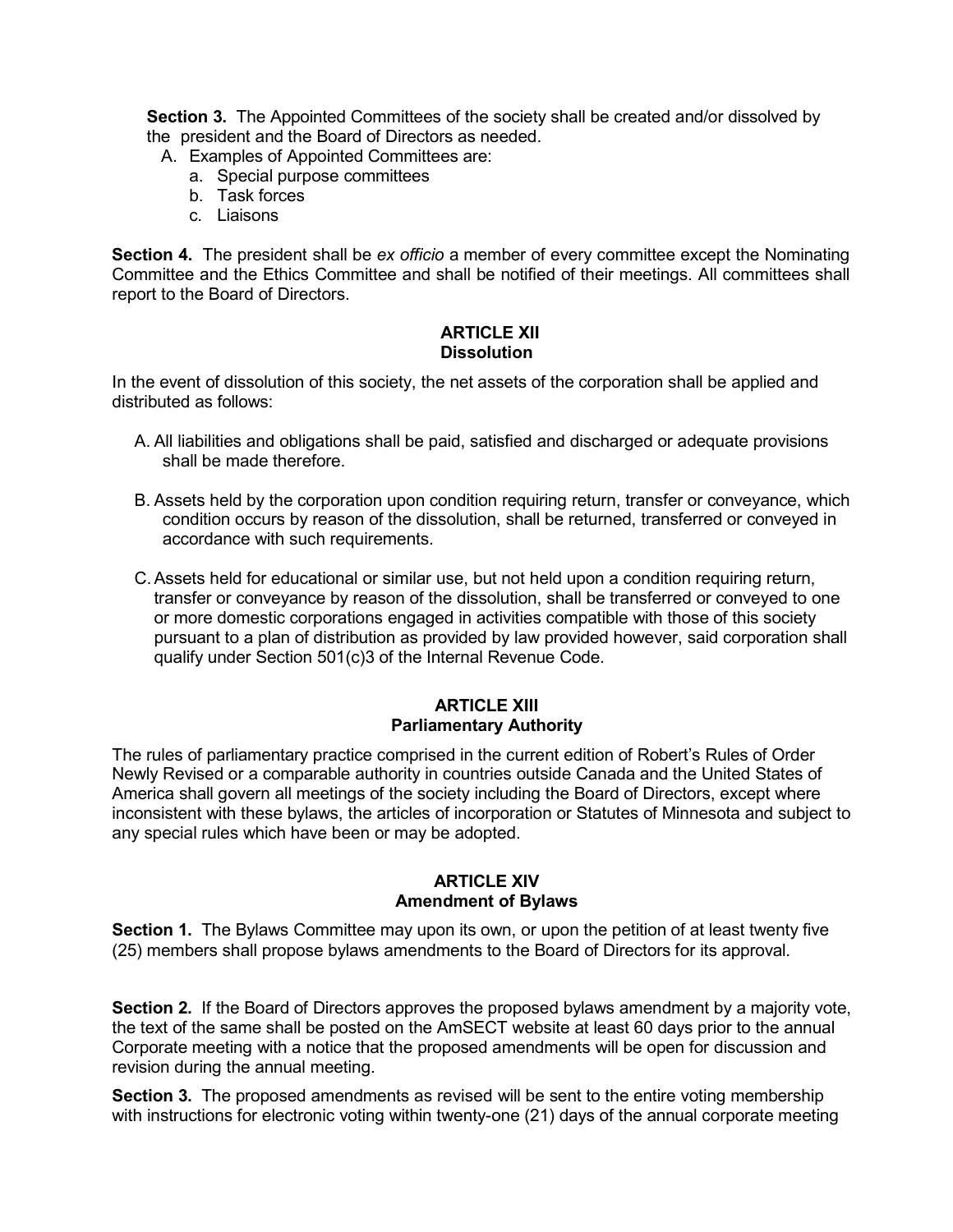**Section 3.** The Appointed Committees of the society shall be created and/or dissolved by the president and the Board of Directors as needed.

A. Examples of Appointed Committees are:
   a. Special purpose committees
   b. Task forces
   c. Liaisons

**Section 4.** The president shall be *ex officio* a member of every committee except the Nominating Committee and the Ethics Committee and shall be notified of their meetings. All committees shall report to the Board of Directors.

## ARTICLE XII
## Dissolution

In the event of dissolution of this society, the net assets of the corporation shall be applied and distributed as follows:

A. All liabilities and obligations shall be paid, satisfied and discharged or adequate provisions shall be made therefore.

B. Assets held by the corporation upon condition requiring return, transfer or conveyance, which condition occurs by reason of the dissolution, shall be returned, transferred or conveyed in accordance with such requirements.

C. Assets held for educational or similar use, but not held upon a condition requiring return, transfer or conveyance by reason of the dissolution, shall be transferred or conveyed to one or more domestic corporations engaged in activities compatible with those of this society pursuant to a plan of distribution as provided by law provided however, said corporation shall qualify under Section 501(c)3 of the Internal Revenue Code.

## ARTICLE XIII
## Parliamentary Authority

The rules of parliamentary practice comprised in the current edition of Robert's Rules of Order Newly Revised or a comparable authority in countries outside Canada and the United States of America shall govern all meetings of the society including the Board of Directors, except where inconsistent with these bylaws, the articles of incorporation or Statutes of Minnesota and subject to any special rules which have been or may be adopted.

## ARTICLE XIV
## Amendment of Bylaws

**Section 1.** The Bylaws Committee may upon its own, or upon the petition of at least twenty five (25) members shall propose bylaws amendments to the Board of Directors for its approval.

**Section 2.** If the Board of Directors approves the proposed bylaws amendment by a majority vote, the text of the same shall be posted on the AmSECT website at least 60 days prior to the annual Corporate meeting with a notice that the proposed amendments will be open for discussion and revision during the annual meeting.

**Section 3.** The proposed amendments as revised will be sent to the entire voting membership with instructions for electronic voting within twenty-one (21) days of the annual corporate meeting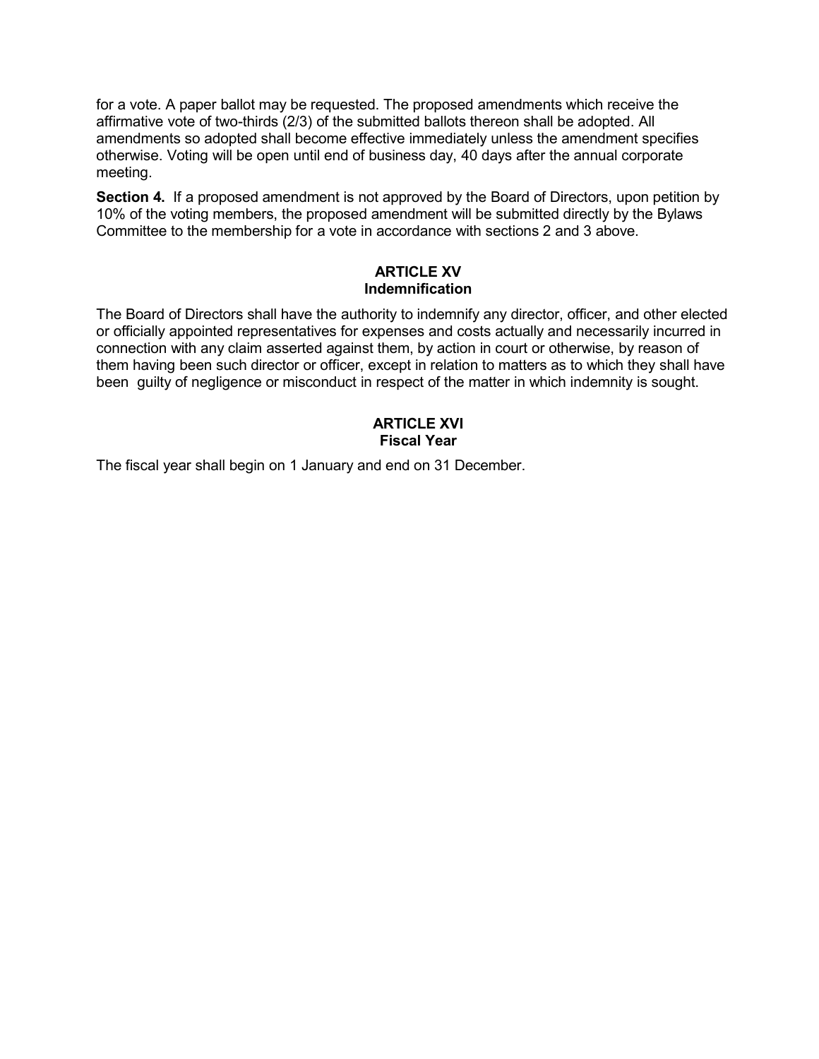for a vote. A paper ballot may be requested. The proposed amendments which receive the affirmative vote of two-thirds (2/3) of the submitted ballots thereon shall be adopted. All amendments so adopted shall become effective immediately unless the amendment specifies otherwise. Voting will be open until end of business day, 40 days after the annual corporate meeting.

**Section 4.** If a proposed amendment is not approved by the Board of Directors, upon petition by 10% of the voting members, the proposed amendment will be submitted directly by the Bylaws Committee to the membership for a vote in accordance with sections 2 and 3 above.

## ARTICLE XV
## Indemnification

The Board of Directors shall have the authority to indemnify any director, officer, and other elected or officially appointed representatives for expenses and costs actually and necessarily incurred in connection with any claim asserted against them, by action in court or otherwise, by reason of them having been such director or officer, except in relation to matters as to which they shall have been guilty of negligence or misconduct in respect of the matter in which indemnity is sought.

## ARTICLE XVI
## Fiscal Year

The fiscal year shall begin on 1 January and end on 31 December.